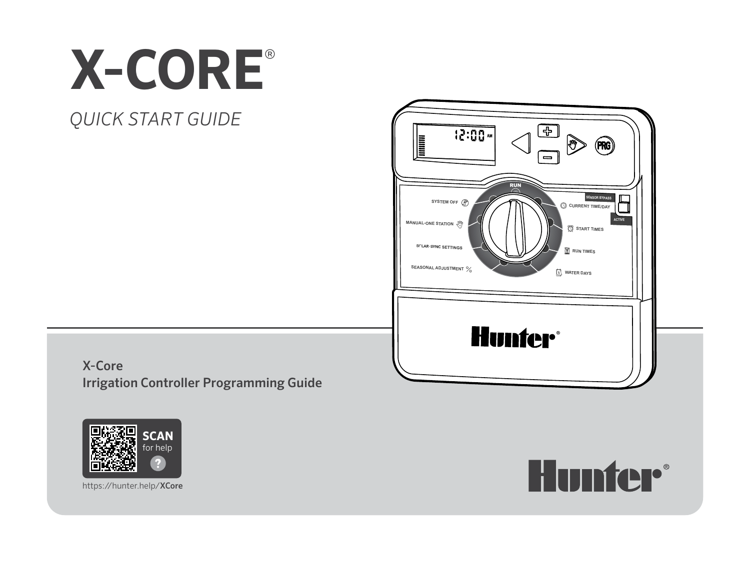# X-CORE®

*QUICK START GUIDE*

**X-Core**
**Irrigation Controller Programming Guide**

**SCAN** for help

https://hunter.help/**XCore**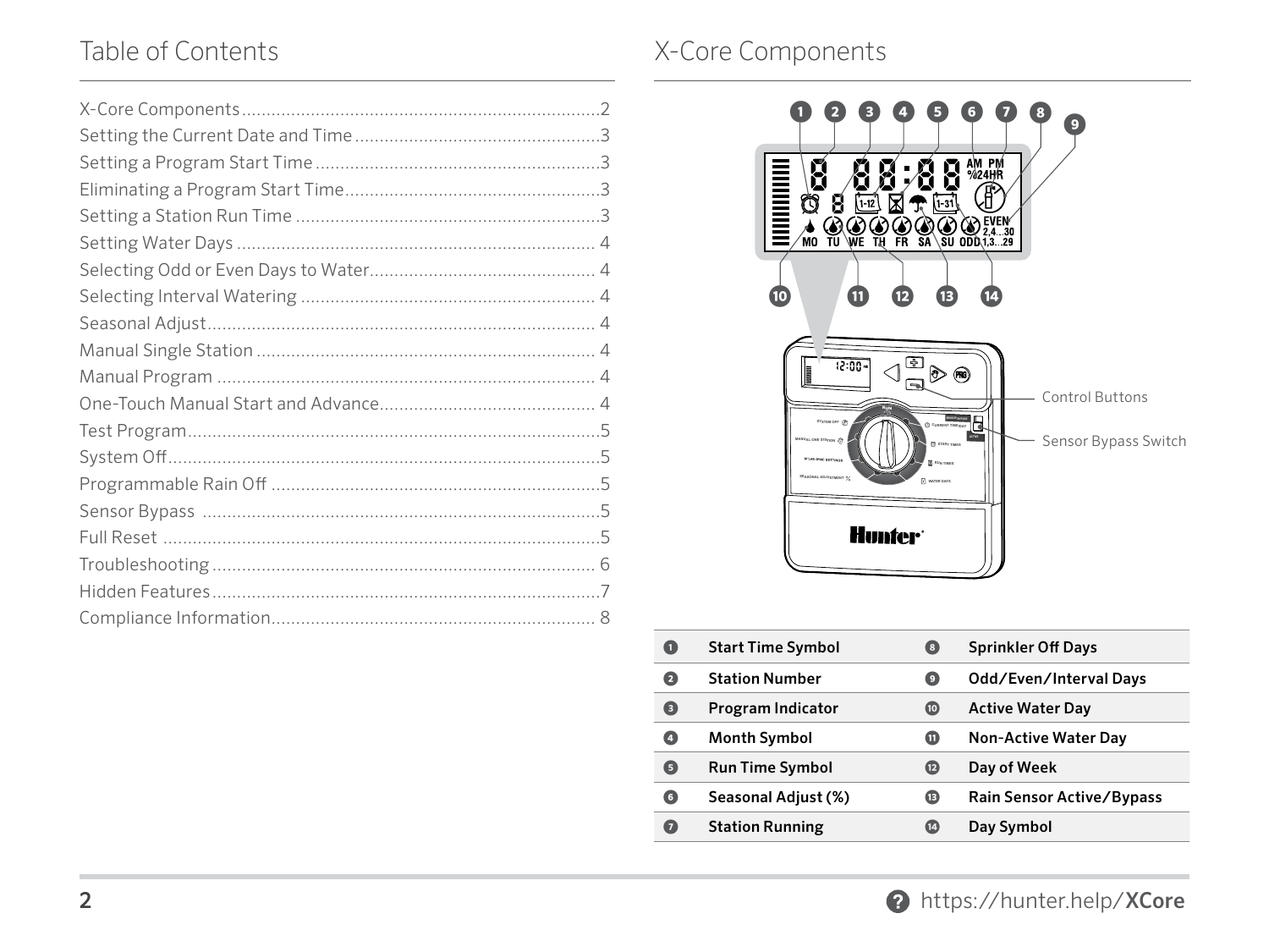# Table of Contents

- X-Core Components ........ 2
- Setting the Current Date and Time ........ 3
- Setting a Program Start Time ........ 3
- Eliminating a Program Start Time ........ 3
- Setting a Station Run Time ........ 3
- Setting Water Days ........ 4
- Selecting Odd or Even Days to Water ........ 4
- Selecting Interval Watering ........ 4
- Seasonal Adjust ........ 4
- Manual Single Station ........ 4
- Manual Program ........ 4
- One-Touch Manual Start and Advance ........ 4
- Test Program ........ 5
- System Off ........ 5
- Programmable Rain Off ........ 5
- Sensor Bypass ........ 5
- Full Reset ........ 5
- Troubleshooting ........ 6
- Hidden Features ........ 7
- Compliance Information ........ 8

# X-Core Components

Control Buttons

Sensor Bypass Switch

| | | | |
|---|---|---|---|
| 1 | **Start Time Symbol** | 8 | **Sprinkler Off Days** |
| 2 | **Station Number** | 9 | **Odd/Even/Interval Days** |
| 3 | **Program Indicator** | 10 | **Active Water Day** |
| 4 | **Month Symbol** | 11 | **Non-Active Water Day** |
| 5 | **Run Time Symbol** | 12 | **Day of Week** |
| 6 | **Seasonal Adjust (%)** | 13 | **Rain Sensor Active/Bypass** |
| 7 | **Station Running** | 14 | **Day Symbol** |

https://hunter.help/**XCore**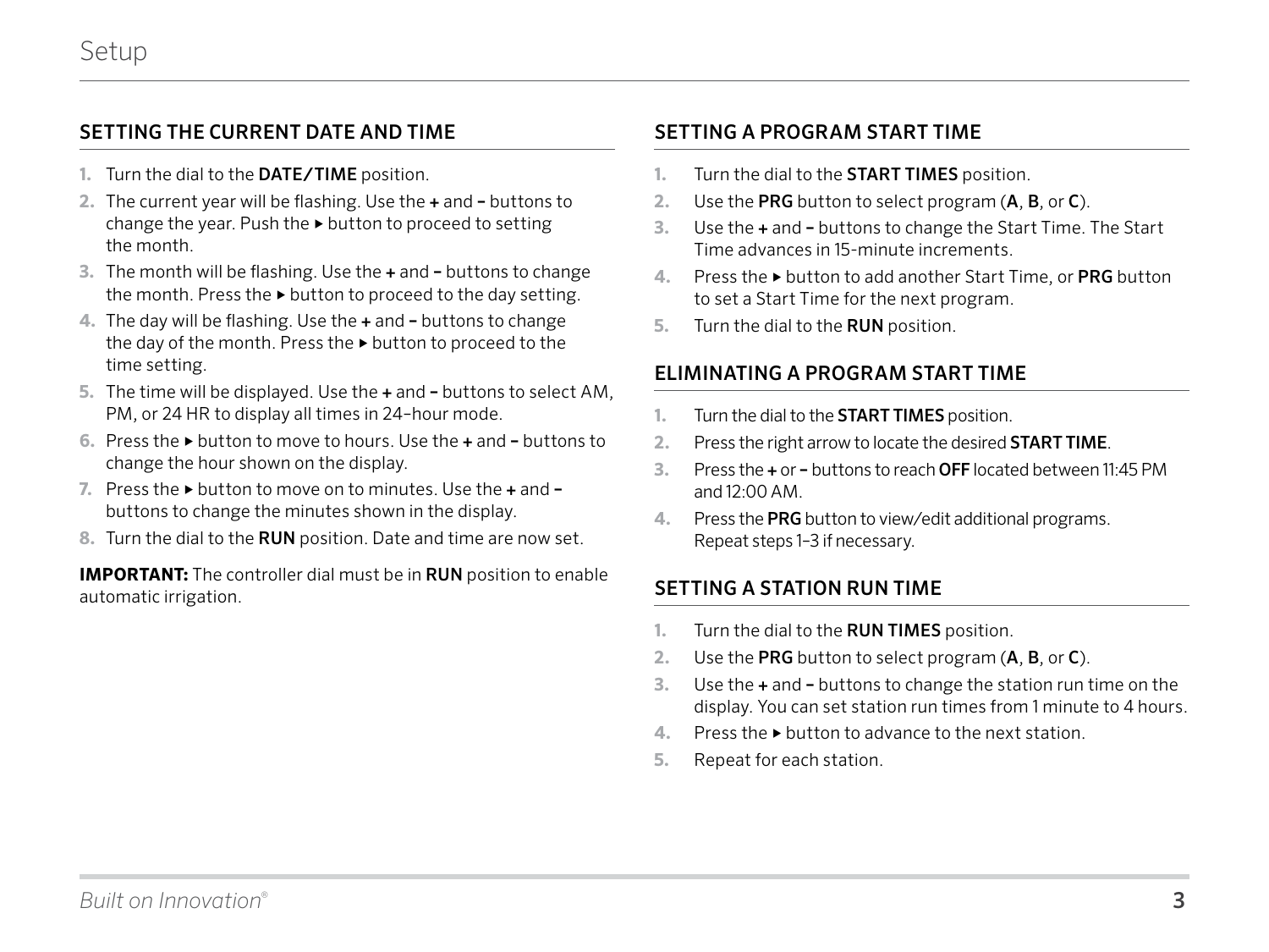# Setup

## SETTING THE CURRENT DATE AND TIME

1. Turn the dial to the **DATE/TIME** position.
2. The current year will be flashing. Use the **+** and **–** buttons to change the year. Push the ▸ button to proceed to setting the month.
3. The month will be flashing. Use the **+** and **–** buttons to change the month. Press the ▸ button to proceed to the day setting.
4. The day will be flashing. Use the **+** and **–** buttons to change the day of the month. Press the ▸ button to proceed to the time setting.
5. The time will be displayed. Use the **+** and **–** buttons to select AM, PM, or 24 HR to display all times in 24-hour mode.
6. Press the ▸ button to move to hours. Use the **+** and **–** buttons to change the hour shown on the display.
7. Press the ▸ button to move on to minutes. Use the **+** and **–** buttons to change the minutes shown in the display.
8. Turn the dial to the **RUN** position. Date and time are now set.

**IMPORTANT:** The controller dial must be in **RUN** position to enable automatic irrigation.

## SETTING A PROGRAM START TIME

1. Turn the dial to the **START TIMES** position.
2. Use the **PRG** button to select program (**A**, **B**, or **C**).
3. Use the **+** and **–** buttons to change the Start Time. The Start Time advances in 15-minute increments.
4. Press the ▸ button to add another Start Time, or **PRG** button to set a Start Time for the next program.
5. Turn the dial to the **RUN** position.

## ELIMINATING A PROGRAM START TIME

1. Turn the dial to the **START TIMES** position.
2. Press the right arrow to locate the desired **START TIME**.
3. Press the **+** or **–** buttons to reach **OFF** located between 11:45 PM and 12:00 AM.
4. Press the **PRG** button to view/edit additional programs. Repeat steps 1–3 if necessary.

## SETTING A STATION RUN TIME

1. Turn the dial to the **RUN TIMES** position.
2. Use the **PRG** button to select program (**A**, **B**, or **C**).
3. Use the **+** and **–** buttons to change the station run time on the display. You can set station run times from 1 minute to 4 hours.
4. Press the ▸ button to advance to the next station.
5. Repeat for each station.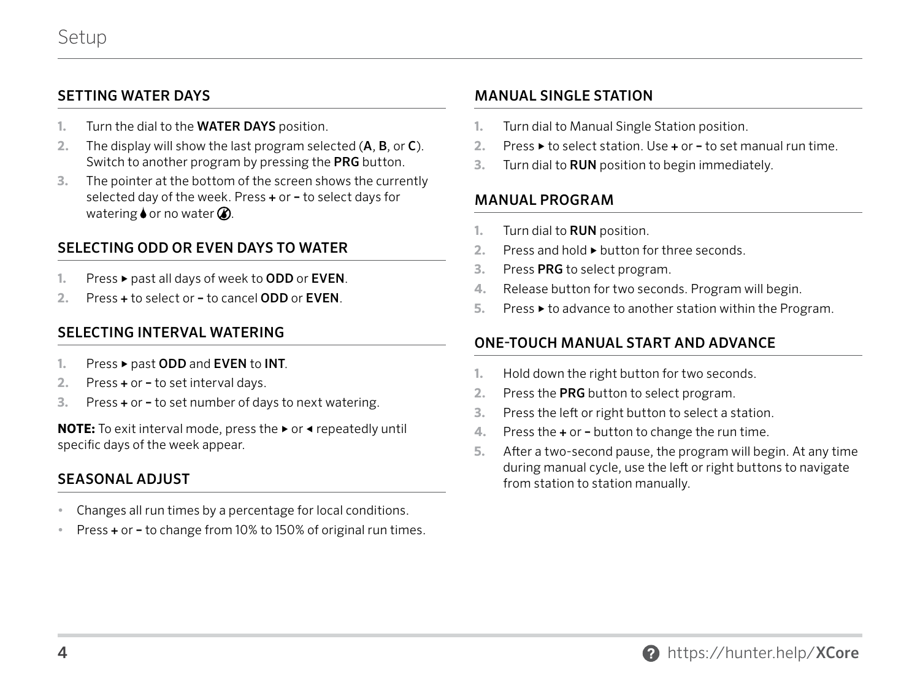# Setup

## SETTING WATER DAYS

1. Turn the dial to the **WATER DAYS** position.
2. The display will show the last program selected (**A**, **B**, or **C**). Switch to another program by pressing the **PRG** button.
3. The pointer at the bottom of the screen shows the currently selected day of the week. Press **+** or **–** to select days for watering 💧 or no water 🚫.

## SELECTING ODD OR EVEN DAYS TO WATER

1. Press ▸ past all days of week to **ODD** or **EVEN**.
2. Press **+** to select or **–** to cancel **ODD** or **EVEN**.

## SELECTING INTERVAL WATERING

1. Press ▸ past **ODD** and **EVEN** to **INT**.
2. Press **+** or **–** to set interval days.
3. Press **+** or **–** to set number of days to next watering.

**NOTE:** To exit interval mode, press the ▸ or ◂ repeatedly until specific days of the week appear.

## SEASONAL ADJUST

- Changes all run times by a percentage for local conditions.
- Press **+** or **–** to change from 10% to 150% of original run times.

## MANUAL SINGLE STATION

1. Turn dial to Manual Single Station position.
2. Press ▸ to select station. Use **+** or **–** to set manual run time.
3. Turn dial to **RUN** position to begin immediately.

## MANUAL PROGRAM

1. Turn dial to **RUN** position.
2. Press and hold ▸ button for three seconds.
3. Press **PRG** to select program.
4. Release button for two seconds. Program will begin.
5. Press ▸ to advance to another station within the Program.

## ONE-TOUCH MANUAL START AND ADVANCE

1. Hold down the right button for two seconds.
2. Press the **PRG** button to select program.
3. Press the left or right button to select a station.
4. Press the **+** or **–** button to change the run time.
5. After a two-second pause, the program will begin. At any time during manual cycle, use the left or right buttons to navigate from station to station manually.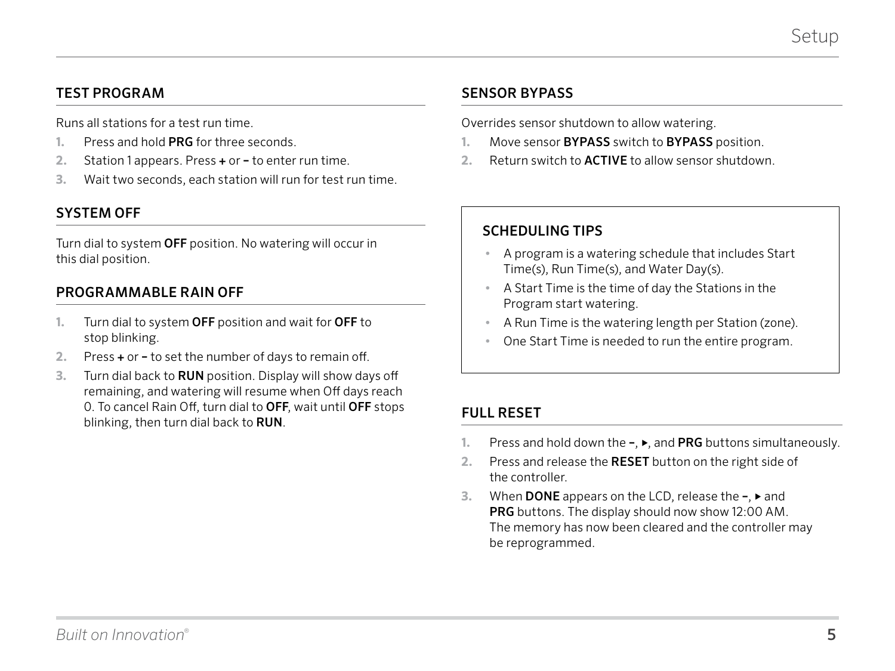## TEST PROGRAM

Runs all stations for a test run time.

1. Press and hold **PRG** for three seconds.
2. Station 1 appears. Press **+** or **–** to enter run time.
3. Wait two seconds, each station will run for test run time.

## SYSTEM OFF

Turn dial to system **OFF** position. No watering will occur in this dial position.

## PROGRAMMABLE RAIN OFF

1. Turn dial to system **OFF** position and wait for **OFF** to stop blinking.
2. Press **+** or **–** to set the number of days to remain off.
3. Turn dial back to **RUN** position. Display will show days off remaining, and watering will resume when Off days reach 0. To cancel Rain Off, turn dial to **OFF**, wait until **OFF** stops blinking, then turn dial back to **RUN**.

## SENSOR BYPASS

Overrides sensor shutdown to allow watering.

1. Move sensor **BYPASS** switch to **BYPASS** position.
2. Return switch to **ACTIVE** to allow sensor shutdown.

## SCHEDULING TIPS

- A program is a watering schedule that includes Start Time(s), Run Time(s), and Water Day(s).
- A Start Time is the time of day the Stations in the Program start watering.
- A Run Time is the watering length per Station (zone).
- One Start Time is needed to run the entire program.

## FULL RESET

1. Press and hold down the **–**, **▸**, and **PRG** buttons simultaneously.
2. Press and release the **RESET** button on the right side of the controller.
3. When **DONE** appears on the LCD, release the **–**, **▸** and **PRG** buttons. The display should now show 12:00 AM. The memory has now been cleared and the controller may be reprogrammed.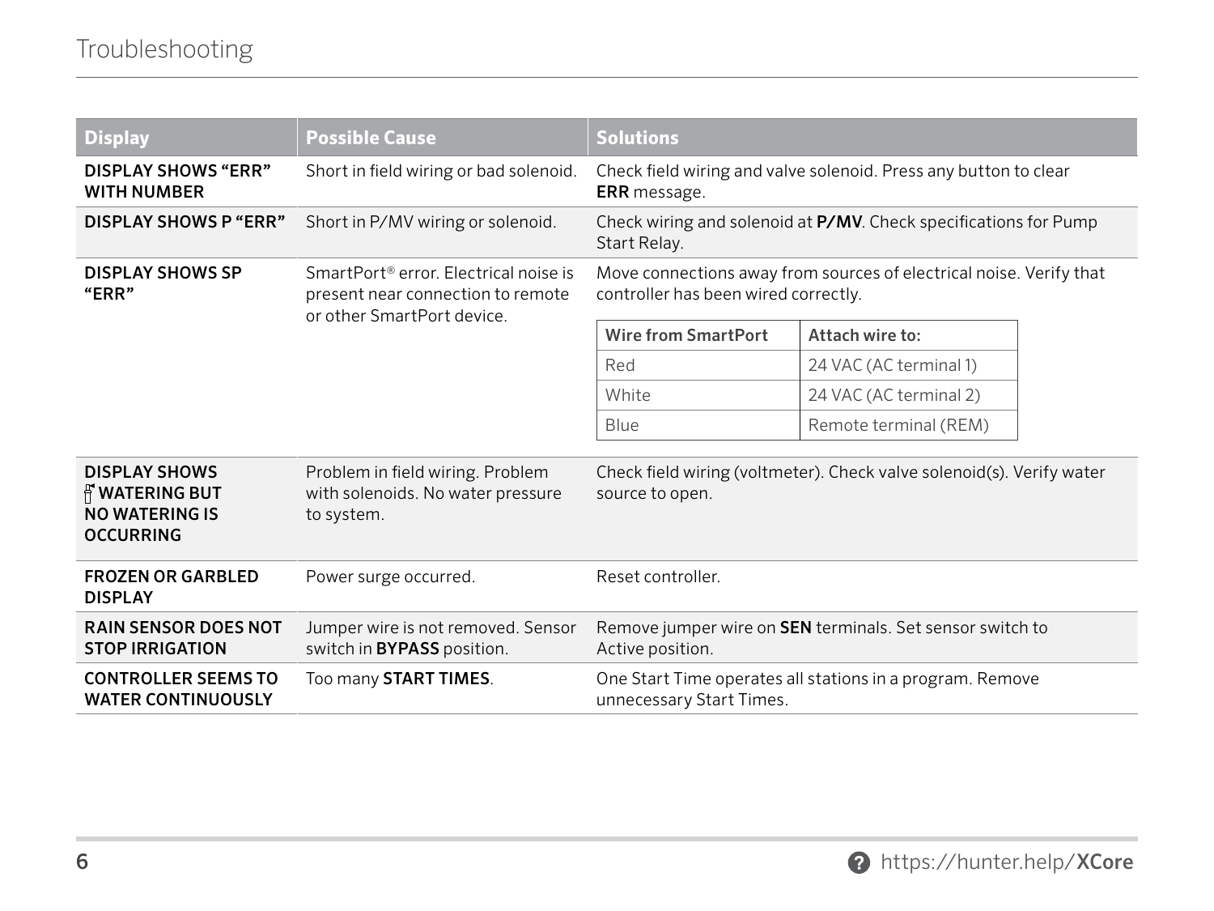# Troubleshooting

| Display | Possible Cause | Solutions |
| --- | --- | --- |
| **DISPLAY SHOWS "ERR" WITH NUMBER** | Short in field wiring or bad solenoid. | Check field wiring and valve solenoid. Press any button to clear **ERR** message. |
| **DISPLAY SHOWS P "ERR"** | Short in P/MV wiring or solenoid. | Check wiring and solenoid at **P/MV**. Check specifications for Pump Start Relay. |
| **DISPLAY SHOWS SP "ERR"** | SmartPort® error. Electrical noise is present near connection to remote or other SmartPort device. | Move connections away from sources of electrical noise. Verify that controller has been wired correctly. |
| **DISPLAY SHOWS WATERING BUT NO WATERING IS OCCURRING** | Problem in field wiring. Problem with solenoids. No water pressure to system. | Check field wiring (voltmeter). Check valve solenoid(s). Verify water source to open. |
| **FROZEN OR GARBLED DISPLAY** | Power surge occurred. | Reset controller. |
| **RAIN SENSOR DOES NOT STOP IRRIGATION** | Jumper wire is not removed. Sensor switch in **BYPASS** position. | Remove jumper wire on **SEN** terminals. Set sensor switch to Active position. |
| **CONTROLLER SEEMS TO WATER CONTINUOUSLY** | Too many **START TIMES**. | One Start Time operates all stations in a program. Remove unnecessary Start Times. |

| Wire from SmartPort | Attach wire to: |
| --- | --- |
| Red | 24 VAC (AC terminal 1) |
| White | 24 VAC (AC terminal 2) |
| Blue | Remote terminal (REM) |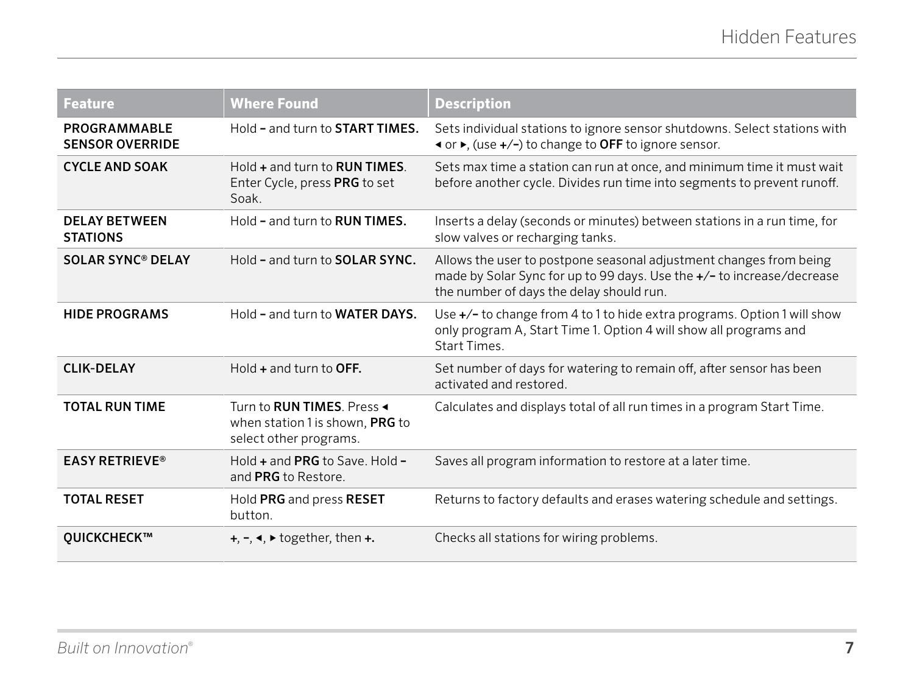# Hidden Features

| Feature | Where Found | Description |
|---|---|---|
| **PROGRAMMABLE SENSOR OVERRIDE** | Hold **–** and turn to **START TIMES.** | Sets individual stations to ignore sensor shutdowns. Select stations with ◂ or ▸, (use **+/–**) to change to **OFF** to ignore sensor. |
| **CYCLE AND SOAK** | Hold **+** and turn to **RUN TIMES**. Enter Cycle, press **PRG** to set Soak. | Sets max time a station can run at once, and minimum time it must wait before another cycle. Divides run time into segments to prevent runoff. |
| **DELAY BETWEEN STATIONS** | Hold **–** and turn to **RUN TIMES.** | Inserts a delay (seconds or minutes) between stations in a run time, for slow valves or recharging tanks. |
| **SOLAR SYNC® DELAY** | Hold **–** and turn to **SOLAR SYNC.** | Allows the user to postpone seasonal adjustment changes from being made by Solar Sync for up to 99 days. Use the **+/–** to increase/decrease the number of days the delay should run. |
| **HIDE PROGRAMS** | Hold **–** and turn to **WATER DAYS.** | Use **+/–** to change from 4 to 1 to hide extra programs. Option 1 will show only program A, Start Time 1. Option 4 will show all programs and Start Times. |
| **CLIK-DELAY** | Hold **+** and turn to **OFF.** | Set number of days for watering to remain off, after sensor has been activated and restored. |
| **TOTAL RUN TIME** | Turn to **RUN TIMES**. Press ◂ when station 1 is shown, **PRG** to select other programs. | Calculates and displays total of all run times in a program Start Time. |
| **EASY RETRIEVE®** | Hold **+** and **PRG** to Save. Hold **–** and **PRG** to Restore. | Saves all program information to restore at a later time. |
| **TOTAL RESET** | Hold **PRG** and press **RESET** button. | Returns to factory defaults and erases watering schedule and settings. |
| **QUICKCHECK™** | **+**, **–**, ◂, ▸ together, then **+.** | Checks all stations for wiring problems. |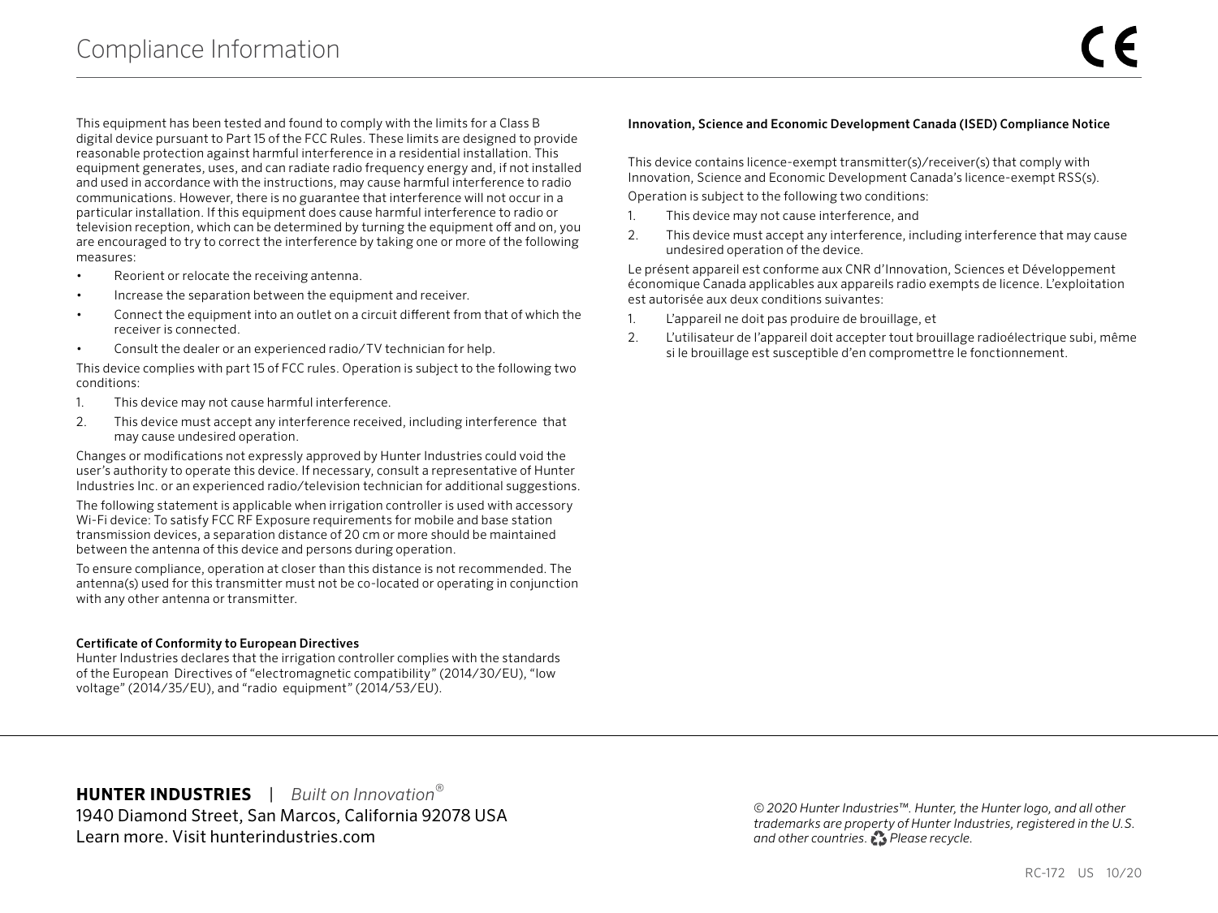# Compliance Information

CE

This equipment has been tested and found to comply with the limits for a Class B digital device pursuant to Part 15 of the FCC Rules. These limits are designed to provide reasonable protection against harmful interference in a residential installation. This equipment generates, uses, and can radiate radio frequency energy and, if not installed and used in accordance with the instructions, may cause harmful interference to radio communications. However, there is no guarantee that interference will not occur in a particular installation. If this equipment does cause harmful interference to radio or television reception, which can be determined by turning the equipment off and on, you are encouraged to try to correct the interference by taking one or more of the following measures:

- Reorient or relocate the receiving antenna.
- Increase the separation between the equipment and receiver.
- Connect the equipment into an outlet on a circuit different from that of which the receiver is connected.
- Consult the dealer or an experienced radio/TV technician for help.

This device complies with part 15 of FCC rules. Operation is subject to the following two conditions:

1. This device may not cause harmful interference.
2. This device must accept any interference received, including interference that may cause undesired operation.

Changes or modifications not expressly approved by Hunter Industries could void the user's authority to operate this device. If necessary, consult a representative of Hunter Industries Inc. or an experienced radio/television technician for additional suggestions.

The following statement is applicable when irrigation controller is used with accessory Wi-Fi device: To satisfy FCC RF Exposure requirements for mobile and base station transmission devices, a separation distance of 20 cm or more should be maintained between the antenna of this device and persons during operation.

To ensure compliance, operation at closer than this distance is not recommended. The antenna(s) used for this transmitter must not be co-located or operating in conjunction with any other antenna or transmitter.

**Certificate of Conformity to European Directives**
Hunter Industries declares that the irrigation controller complies with the standards of the European Directives of "electromagnetic compatibility" (2014/30/EU), "low voltage" (2014/35/EU), and "radio equipment" (2014/53/EU).

**Innovation, Science and Economic Development Canada (ISED) Compliance Notice**

This device contains licence-exempt transmitter(s)/receiver(s) that comply with Innovation, Science and Economic Development Canada's licence-exempt RSS(s).
Operation is subject to the following two conditions:

1. This device may not cause interference, and
2. This device must accept any interference, including interference that may cause undesired operation of the device.

Le présent appareil est conforme aux CNR d'Innovation, Sciences et Développement économique Canada applicables aux appareils radio exempts de licence. L'exploitation est autorisée aux deux conditions suivantes:

1. L'appareil ne doit pas produire de brouillage, et
2. L'utilisateur de l'appareil doit accepter tout brouillage radioélectrique subi, même si le brouillage est susceptible d'en compromettre le fonctionnement.

**HUNTER INDUSTRIES** | *Built on Innovation®*
1940 Diamond Street, San Marcos, California 92078 USA
Learn more. Visit hunterindustries.com

*© 2020 Hunter Industries™. Hunter, the Hunter logo, and all other trademarks are property of Hunter Industries, registered in the U.S. and other countries. Please recycle.*

RC-172 US 10/20